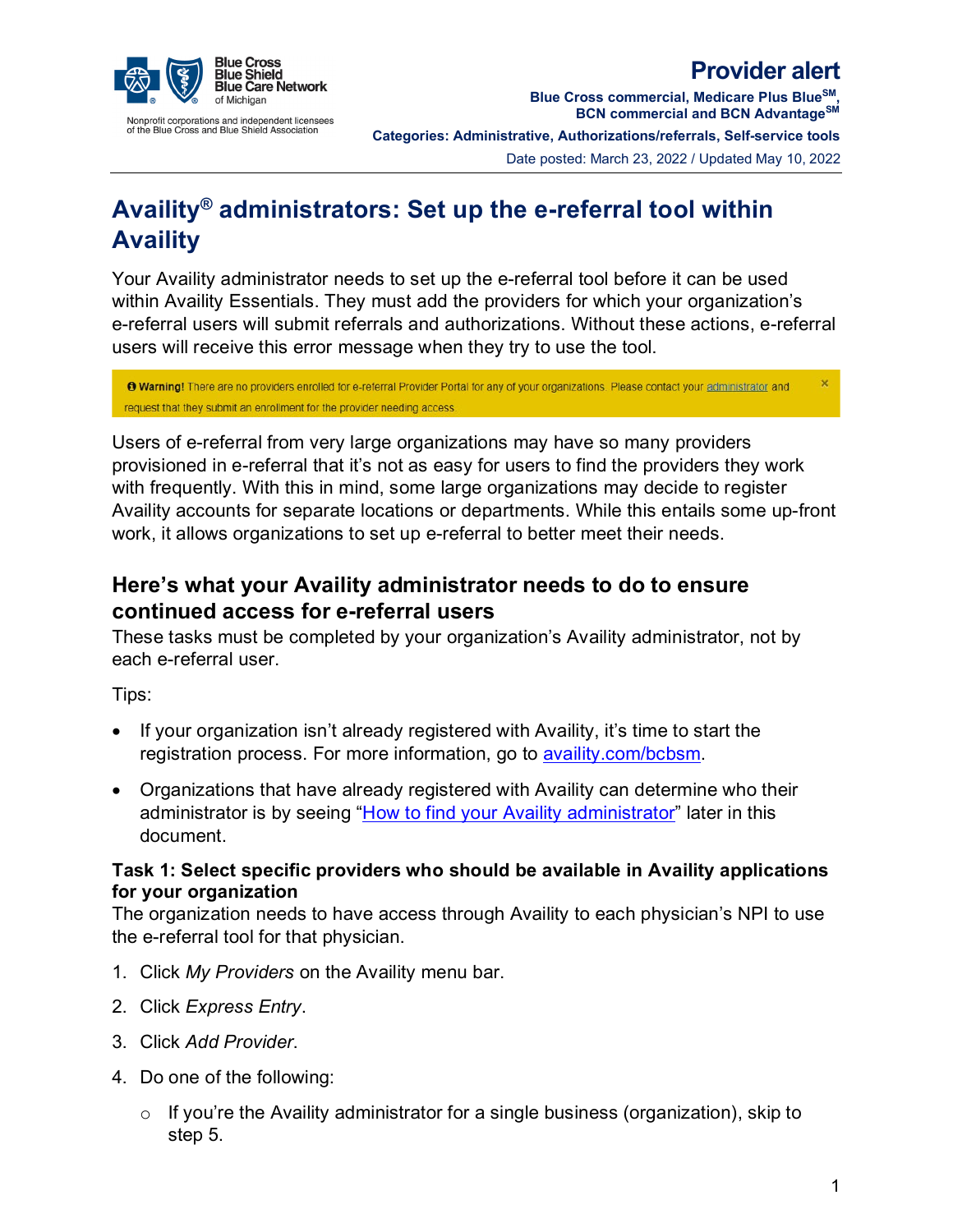Blue Cross Blue Shield Blue Care Network of Michigan

Nonprofit corporations and independent licensees of the Blue Cross and Blue Shield Association

**Provider alert**

**Blue Cross commercial, Medicare Plus Blue℠, BCN commercial and BCN Advantage℠**

**Categories: Administrative, Authorizations/referrals, Self-service tools**

Date posted: March 23, 2022 / Updated May 10, 2022

# Availity® administrators: Set up the e-referral tool within Availity

Your Availity administrator needs to set up the e-referral tool before it can be used within Availity Essentials. They must add the providers for which your organization's e-referral users will submit referrals and authorizations. Without these actions, e-referral users will receive this error message when they try to use the tool.

> **Warning!** There are no providers enrolled for e-referral Provider Portal for any of your organizations. Please contact your administrator and request that they submit an enrollment for the provider needing access.

Users of e-referral from very large organizations may have so many providers provisioned in e-referral that it's not as easy for users to find the providers they work with frequently. With this in mind, some large organizations may decide to register Availity accounts for separate locations or departments. While this entails some up-front work, it allows organizations to set up e-referral to better meet their needs.

## Here's what your Availity administrator needs to do to ensure continued access for e-referral users

These tasks must be completed by your organization's Availity administrator, not by each e-referral user.

Tips:

- If your organization isn't already registered with Availity, it's time to start the registration process. For more information, go to [availity.com/bcbsm](availity.com/bcbsm).
- Organizations that have already registered with Availity can determine who their administrator is by seeing "[How to find your Availity administrator]" later in this document.

### Task 1: Select specific providers who should be available in Availity applications for your organization

The organization needs to have access through Availity to each physician's NPI to use the e-referral tool for that physician.

1. Click *My Providers* on the Availity menu bar.
2. Click *Express Entry*.
3. Click *Add Provider*.
4. Do one of the following:
   - If you're the Availity administrator for a single business (organization), skip to step 5.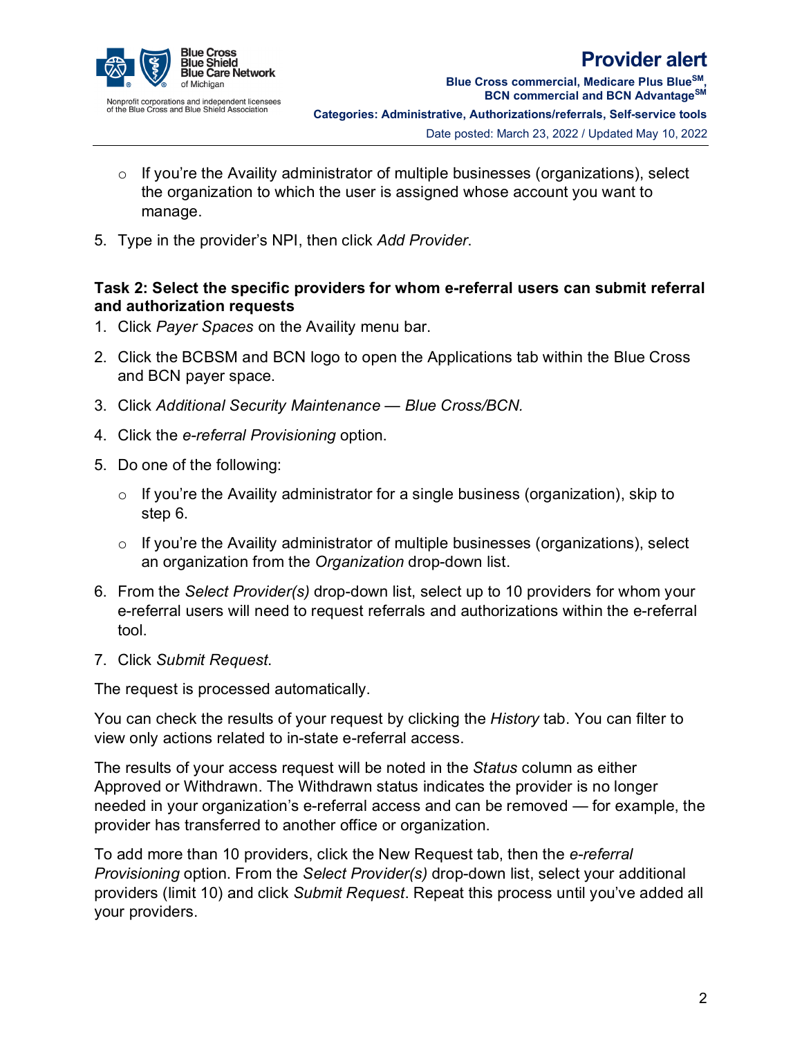- If you're the Availity administrator of multiple businesses (organizations), select the organization to which the user is assigned whose account you want to manage.

5. Type in the provider's NPI, then click *Add Provider*.

**Task 2: Select the specific providers for whom e-referral users can submit referral and authorization requests**

1. Click *Payer Spaces* on the Availity menu bar.
2. Click the BCBSM and BCN logo to open the Applications tab within the Blue Cross and BCN payer space.
3. Click *Additional Security Maintenance — Blue Cross/BCN*.
4. Click the *e-referral Provisioning* option.
5. Do one of the following:
   - If you're the Availity administrator for a single business (organization), skip to step 6.
   - If you're the Availity administrator of multiple businesses (organizations), select an organization from the *Organization* drop-down list.
6. From the *Select Provider(s)* drop-down list, select up to 10 providers for whom your e-referral users will need to request referrals and authorizations within the e-referral tool.
7. Click *Submit Request*.

The request is processed automatically.

You can check the results of your request by clicking the *History* tab. You can filter to view only actions related to in-state e-referral access.

The results of your access request will be noted in the *Status* column as either Approved or Withdrawn. The Withdrawn status indicates the provider is no longer needed in your organization's e-referral access and can be removed — for example, the provider has transferred to another office or organization.

To add more than 10 providers, click the New Request tab, then the *e-referral Provisioning* option. From the *Select Provider(s)* drop-down list, select your additional providers (limit 10) and click *Submit Request*. Repeat this process until you've added all your providers.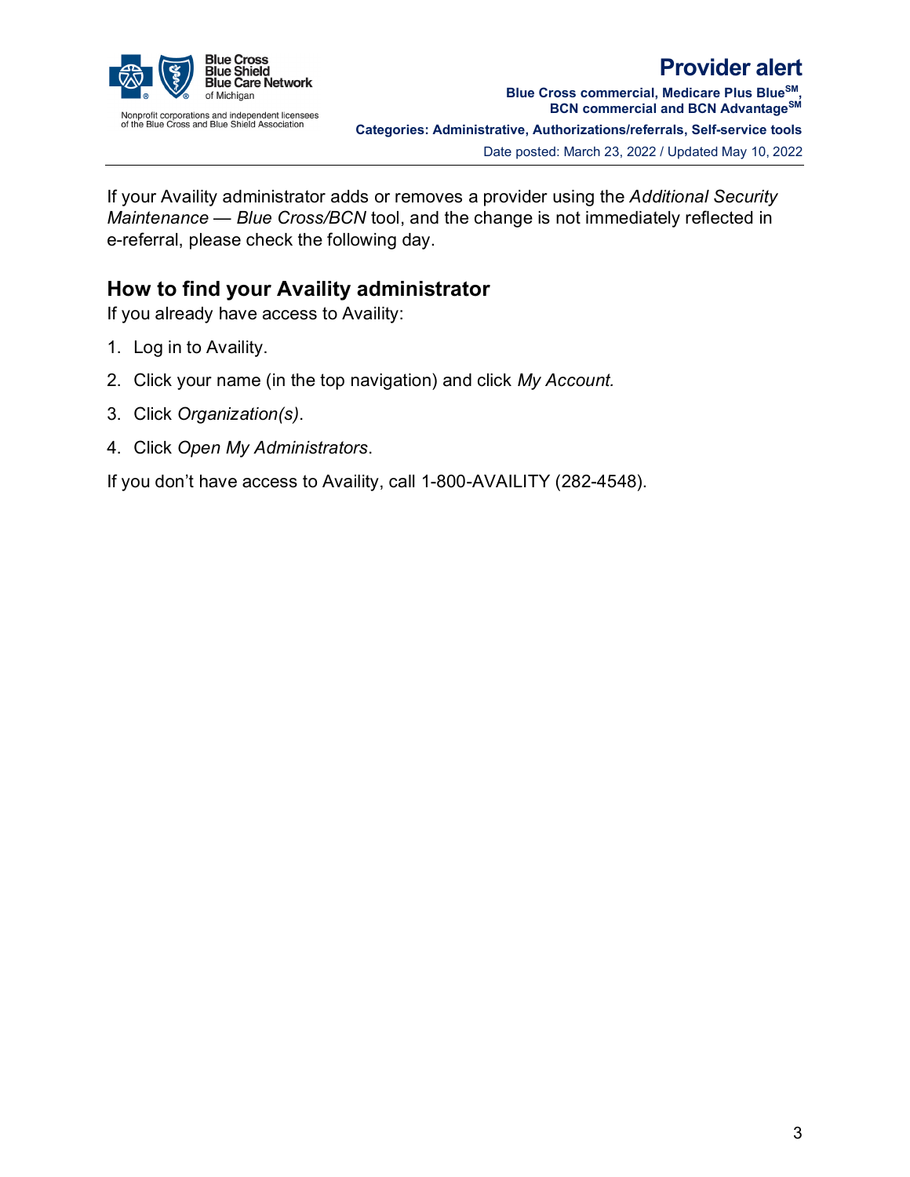If your Availity administrator adds or removes a provider using the *Additional Security Maintenance — Blue Cross/BCN* tool, and the change is not immediately reflected in e-referral, please check the following day.

## How to find your Availity administrator

If you already have access to Availity:

1. Log in to Availity.
2. Click your name (in the top navigation) and click *My Account.*
3. Click *Organization(s)*.
4. Click *Open My Administrators*.

If you don't have access to Availity, call 1-800-AVAILITY (282-4548).